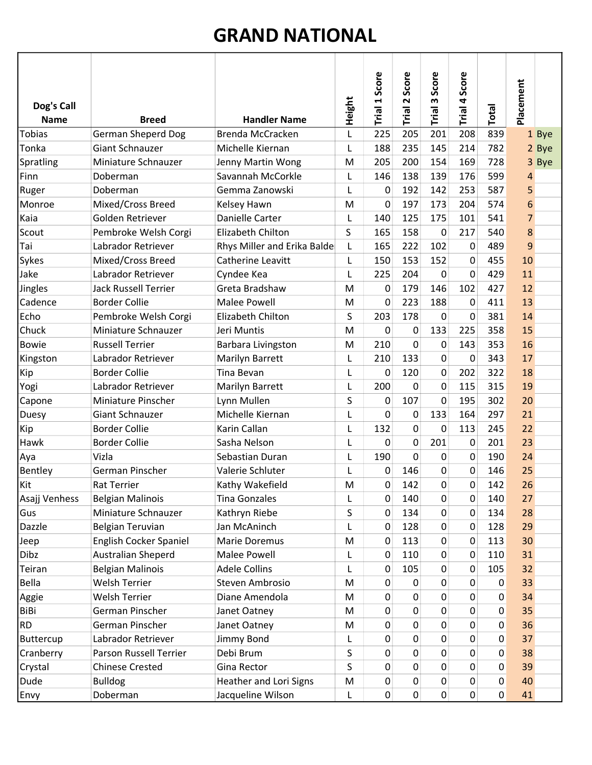# GRAND NATIONAL

| Dog's Call Name | Breed | Handler Name | Height | Trial 1 Score | Trial 2 Score | Trial 3 Score | Trial 4 Score | Total | Placement | |
|---|---|---|---|---|---|---|---|---|---|---|
| Tobias | German Sheperd Dog | Brenda McCracken | L | 225 | 205 | 201 | 208 | 839 | 1 | Bye |
| Tonka | Giant Schnauzer | Michelle Kiernan | L | 188 | 235 | 145 | 214 | 782 | 2 | Bye |
| Spratling | Miniature Schnauzer | Jenny Martin Wong | M | 205 | 200 | 154 | 169 | 728 | 3 | Bye |
| Finn | Doberman | Savannah McCorkle | L | 146 | 138 | 139 | 176 | 599 | 4 | |
| Ruger | Doberman | Gemma Zanowski | L | 0 | 192 | 142 | 253 | 587 | 5 | |
| Monroe | Mixed/Cross Breed | Kelsey Hawn | M | 0 | 197 | 173 | 204 | 574 | 6 | |
| Kaia | Golden Retriever | Danielle Carter | L | 140 | 125 | 175 | 101 | 541 | 7 | |
| Scout | Pembroke Welsh Corgi | Elizabeth Chilton | S | 165 | 158 | 0 | 217 | 540 | 8 | |
| Tai | Labrador Retriever | Rhys Miller and Erika Balde | L | 165 | 222 | 102 | 0 | 489 | 9 | |
| Sykes | Mixed/Cross Breed | Catherine Leavitt | L | 150 | 153 | 152 | 0 | 455 | 10 | |
| Jake | Labrador Retriever | Cyndee Kea | L | 225 | 204 | 0 | 0 | 429 | 11 | |
| Jingles | Jack Russell Terrier | Greta Bradshaw | M | 0 | 179 | 146 | 102 | 427 | 12 | |
| Cadence | Border Collie | Malee Powell | M | 0 | 223 | 188 | 0 | 411 | 13 | |
| Echo | Pembroke Welsh Corgi | Elizabeth Chilton | S | 203 | 178 | 0 | 0 | 381 | 14 | |
| Chuck | Miniature Schnauzer | Jeri Muntis | M | 0 | 0 | 133 | 225 | 358 | 15 | |
| Bowie | Russell Terrier | Barbara Livingston | M | 210 | 0 | 0 | 143 | 353 | 16 | |
| Kingston | Labrador Retriever | Marilyn Barrett | L | 210 | 133 | 0 | 0 | 343 | 17 | |
| Kip | Border Collie | Tina Bevan | L | 0 | 120 | 0 | 202 | 322 | 18 | |
| Yogi | Labrador Retriever | Marilyn Barrett | L | 200 | 0 | 0 | 115 | 315 | 19 | |
| Capone | Miniature Pinscher | Lynn Mullen | S | 0 | 107 | 0 | 195 | 302 | 20 | |
| Duesy | Giant Schnauzer | Michelle Kiernan | L | 0 | 0 | 133 | 164 | 297 | 21 | |
| Kip | Border Collie | Karin Callan | L | 132 | 0 | 0 | 113 | 245 | 22 | |
| Hawk | Border Collie | Sasha Nelson | L | 0 | 0 | 201 | 0 | 201 | 23 | |
| Aya | Vizla | Sebastian Duran | L | 190 | 0 | 0 | 0 | 190 | 24 | |
| Bentley | German Pinscher | Valerie Schluter | L | 0 | 146 | 0 | 0 | 146 | 25 | |
| Kit | Rat Terrier | Kathy Wakefield | M | 0 | 142 | 0 | 0 | 142 | 26 | |
| Asajj Venhess | Belgian Malinois | Tina Gonzales | L | 0 | 140 | 0 | 0 | 140 | 27 | |
| Gus | Miniature Schnauzer | Kathryn Riebe | S | 0 | 134 | 0 | 0 | 134 | 28 | |
| Dazzle | Belgian Teruvian | Jan McAninch | L | 0 | 128 | 0 | 0 | 128 | 29 | |
| Jeep | English Cocker Spaniel | Marie Doremus | M | 0 | 113 | 0 | 0 | 113 | 30 | |
| Dibz | Australian Sheperd | Malee Powell | L | 0 | 110 | 0 | 0 | 110 | 31 | |
| Teiran | Belgian Malinois | Adele Collins | L | 0 | 105 | 0 | 0 | 105 | 32 | |
| Bella | Welsh Terrier | Steven Ambrosio | M | 0 | 0 | 0 | 0 | 0 | 33 | |
| Aggie | Welsh Terrier | Diane Amendola | M | 0 | 0 | 0 | 0 | 0 | 34 | |
| BiBi | German Pinscher | Janet Oatney | M | 0 | 0 | 0 | 0 | 0 | 35 | |
| RD | German Pinscher | Janet Oatney | M | 0 | 0 | 0 | 0 | 0 | 36 | |
| Buttercup | Labrador Retriever | Jimmy Bond | L | 0 | 0 | 0 | 0 | 0 | 37 | |
| Cranberry | Parson Russell Terrier | Debi Brum | S | 0 | 0 | 0 | 0 | 0 | 38 | |
| Crystal | Chinese Crested | Gina Rector | S | 0 | 0 | 0 | 0 | 0 | 39 | |
| Dude | Bulldog | Heather and Lori Signs | M | 0 | 0 | 0 | 0 | 0 | 40 | |
| Envy | Doberman | Jacqueline Wilson | L | 0 | 0 | 0 | 0 | 0 | 41 | |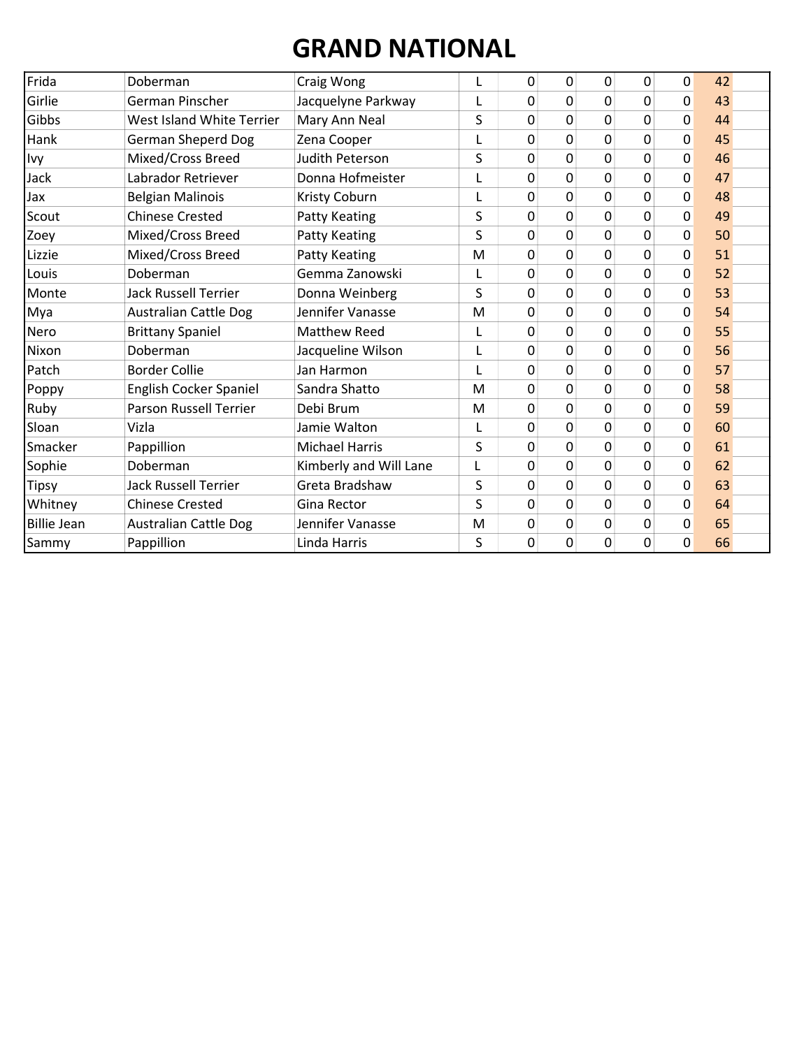# GRAND NATIONAL

| | | | | | | | | | | |
|---|---|---|---|---|---|---|---|---|---|---|
| Frida | Doberman | Craig Wong | L | 0 | 0 | 0 | 0 | 0 | 42 | |
| Girlie | German Pinscher | Jacquelyne Parkway | L | 0 | 0 | 0 | 0 | 0 | 43 | |
| Gibbs | West Island White Terrier | Mary Ann Neal | S | 0 | 0 | 0 | 0 | 0 | 44 | |
| Hank | German Sheperd Dog | Zena Cooper | L | 0 | 0 | 0 | 0 | 0 | 45 | |
| Ivy | Mixed/Cross Breed | Judith Peterson | S | 0 | 0 | 0 | 0 | 0 | 46 | |
| Jack | Labrador Retriever | Donna Hofmeister | L | 0 | 0 | 0 | 0 | 0 | 47 | |
| Jax | Belgian Malinois | Kristy Coburn | L | 0 | 0 | 0 | 0 | 0 | 48 | |
| Scout | Chinese Crested | Patty Keating | S | 0 | 0 | 0 | 0 | 0 | 49 | |
| Zoey | Mixed/Cross Breed | Patty Keating | S | 0 | 0 | 0 | 0 | 0 | 50 | |
| Lizzie | Mixed/Cross Breed | Patty Keating | M | 0 | 0 | 0 | 0 | 0 | 51 | |
| Louis | Doberman | Gemma Zanowski | L | 0 | 0 | 0 | 0 | 0 | 52 | |
| Monte | Jack Russell Terrier | Donna Weinberg | S | 0 | 0 | 0 | 0 | 0 | 53 | |
| Mya | Australian Cattle Dog | Jennifer Vanasse | M | 0 | 0 | 0 | 0 | 0 | 54 | |
| Nero | Brittany Spaniel | Matthew Reed | L | 0 | 0 | 0 | 0 | 0 | 55 | |
| Nixon | Doberman | Jacqueline Wilson | L | 0 | 0 | 0 | 0 | 0 | 56 | |
| Patch | Border Collie | Jan Harmon | L | 0 | 0 | 0 | 0 | 0 | 57 | |
| Poppy | English Cocker Spaniel | Sandra Shatto | M | 0 | 0 | 0 | 0 | 0 | 58 | |
| Ruby | Parson Russell Terrier | Debi Brum | M | 0 | 0 | 0 | 0 | 0 | 59 | |
| Sloan | Vizla | Jamie Walton | L | 0 | 0 | 0 | 0 | 0 | 60 | |
| Smacker | Pappillion | Michael Harris | S | 0 | 0 | 0 | 0 | 0 | 61 | |
| Sophie | Doberman | Kimberly and Will Lane | L | 0 | 0 | 0 | 0 | 0 | 62 | |
| Tipsy | Jack Russell Terrier | Greta Bradshaw | S | 0 | 0 | 0 | 0 | 0 | 63 | |
| Whitney | Chinese Crested | Gina Rector | S | 0 | 0 | 0 | 0 | 0 | 64 | |
| Billie Jean | Australian Cattle Dog | Jennifer Vanasse | M | 0 | 0 | 0 | 0 | 0 | 65 | |
| Sammy | Pappillion | Linda Harris | S | 0 | 0 | 0 | 0 | 0 | 66 | |